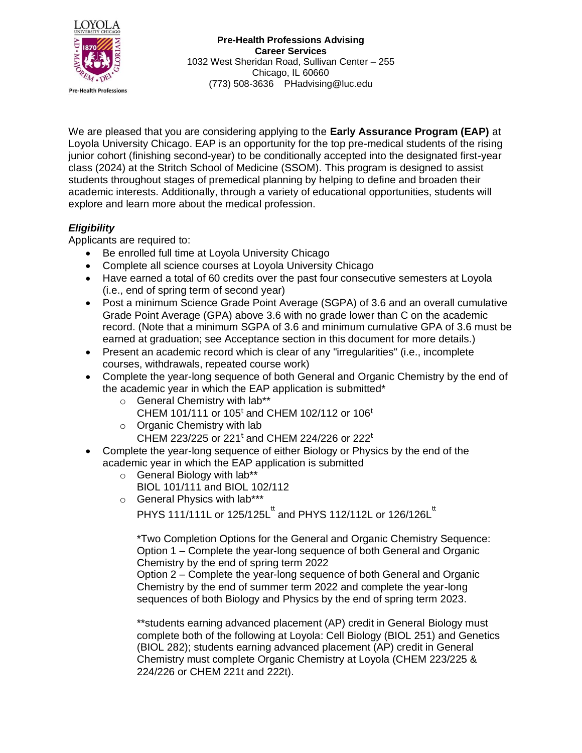**Pre-Health Professions Advising**
**Career Services**
1032 West Sheridan Road, Sullivan Center – 255
Chicago, IL 60660
(773) 508-3636  PHadvising@luc.edu

We are pleased that you are considering applying to the **Early Assurance Program (EAP)** at Loyola University Chicago. EAP is an opportunity for the top pre-medical students of the rising junior cohort (finishing second-year) to be conditionally accepted into the designated first-year class (2024) at the Stritch School of Medicine (SSOM). This program is designed to assist students throughout stages of premedical planning by helping to define and broaden their academic interests. Additionally, through a variety of educational opportunities, students will explore and learn more about the medical profession.

### *Eligibility*

Applicants are required to:

- Be enrolled full time at Loyola University Chicago
- Complete all science courses at Loyola University Chicago
- Have earned a total of 60 credits over the past four consecutive semesters at Loyola (i.e., end of spring term of second year)
- Post a minimum Science Grade Point Average (SGPA) of 3.6 and an overall cumulative Grade Point Average (GPA) above 3.6 with no grade lower than C on the academic record. (Note that a minimum SGPA of 3.6 and minimum cumulative GPA of 3.6 must be earned at graduation; see Acceptance section in this document for more details.)
- Present an academic record which is clear of any "irregularities" (i.e., incomplete courses, withdrawals, repeated course work)
- Complete the year-long sequence of both General and Organic Chemistry by the end of the academic year in which the EAP application is submitted*
  - General Chemistry with lab**
    CHEM 101/111 or 105[t] and CHEM 102/112 or 106[t]
  - Organic Chemistry with lab
    CHEM 223/225 or 221[t] and CHEM 224/226 or 222[t]
- Complete the year-long sequence of either Biology or Physics by the end of the academic year in which the EAP application is submitted
  - General Biology with lab**
    BIOL 101/111 and BIOL 102/112
  - General Physics with lab***
    PHYS 111/111L or 125/125L[tt] and PHYS 112/112L or 126/126L[tt]

  *Two Completion Options for the General and Organic Chemistry Sequence:
  Option 1 – Complete the year-long sequence of both General and Organic Chemistry by the end of spring term 2022
  Option 2 – Complete the year-long sequence of both General and Organic Chemistry by the end of summer term 2022 and complete the year-long sequences of both Biology and Physics by the end of spring term 2023.

  **students earning advanced placement (AP) credit in General Biology must complete both of the following at Loyola: Cell Biology (BIOL 251) and Genetics (BIOL 282); students earning advanced placement (AP) credit in General Chemistry must complete Organic Chemistry at Loyola (CHEM 223/225 & 224/226 or CHEM 221t and 222t).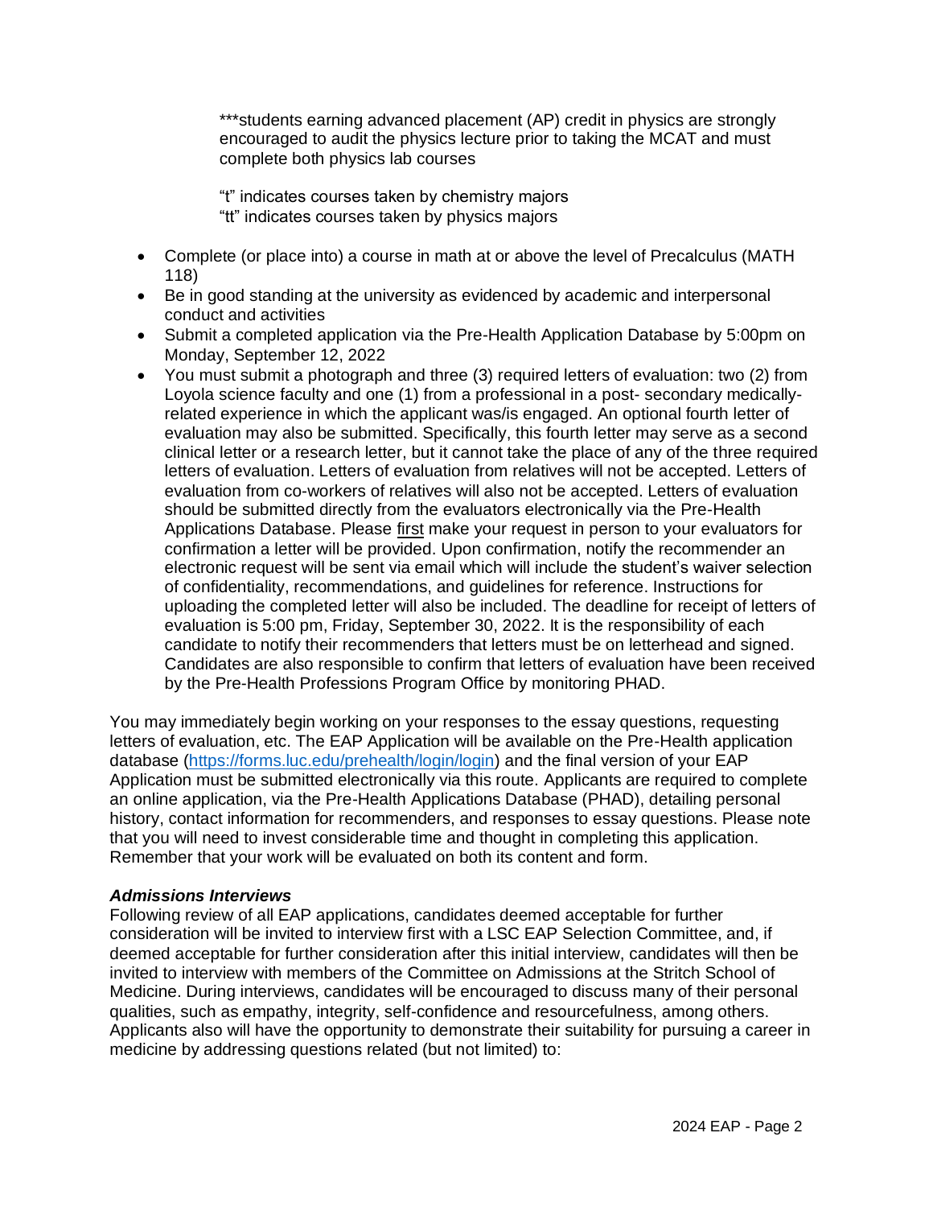***students earning advanced placement (AP) credit in physics are strongly encouraged to audit the physics lecture prior to taking the MCAT and must complete both physics lab courses

"t" indicates courses taken by chemistry majors
"tt" indicates courses taken by physics majors

- Complete (or place into) a course in math at or above the level of Precalculus (MATH 118)
- Be in good standing at the university as evidenced by academic and interpersonal conduct and activities
- Submit a completed application via the Pre-Health Application Database by 5:00pm on Monday, September 12, 2022
- You must submit a photograph and three (3) required letters of evaluation: two (2) from Loyola science faculty and one (1) from a professional in a post- secondary medically-related experience in which the applicant was/is engaged. An optional fourth letter of evaluation may also be submitted. Specifically, this fourth letter may serve as a second clinical letter or a research letter, but it cannot take the place of any of the three required letters of evaluation. Letters of evaluation from relatives will not be accepted. Letters of evaluation from co-workers of relatives will also not be accepted. Letters of evaluation should be submitted directly from the evaluators electronically via the Pre-Health Applications Database. Please <u>first</u> make your request in person to your evaluators for confirmation a letter will be provided. Upon confirmation, notify the recommender an electronic request will be sent via email which will include the student's waiver selection of confidentiality, recommendations, and guidelines for reference. Instructions for uploading the completed letter will also be included. The deadline for receipt of letters of evaluation is 5:00 pm, Friday, September 30, 2022. It is the responsibility of each candidate to notify their recommenders that letters must be on letterhead and signed. Candidates are also responsible to confirm that letters of evaluation have been received by the Pre-Health Professions Program Office by monitoring PHAD.

You may immediately begin working on your responses to the essay questions, requesting letters of evaluation, etc. The EAP Application will be available on the Pre-Health application database ([https://forms.luc.edu/prehealth/login/login](https://forms.luc.edu/prehealth/login/login)) and the final version of your EAP Application must be submitted electronically via this route. Applicants are required to complete an online application, via the Pre-Health Applications Database (PHAD), detailing personal history, contact information for recommenders, and responses to essay questions. Please note that you will need to invest considerable time and thought in completing this application. Remember that your work will be evaluated on both its content and form.

***Admissions Interviews***

Following review of all EAP applications, candidates deemed acceptable for further consideration will be invited to interview first with a LSC EAP Selection Committee, and, if deemed acceptable for further consideration after this initial interview, candidates will then be invited to interview with members of the Committee on Admissions at the Stritch School of Medicine. During interviews, candidates will be encouraged to discuss many of their personal qualities, such as empathy, integrity, self-confidence and resourcefulness, among others. Applicants also will have the opportunity to demonstrate their suitability for pursuing a career in medicine by addressing questions related (but not limited) to: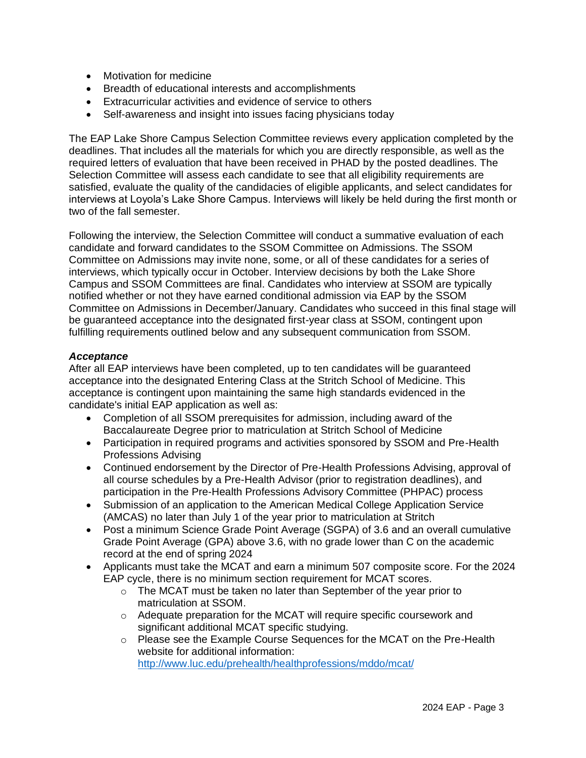- Motivation for medicine
- Breadth of educational interests and accomplishments
- Extracurricular activities and evidence of service to others
- Self-awareness and insight into issues facing physicians today

The EAP Lake Shore Campus Selection Committee reviews every application completed by the deadlines. That includes all the materials for which you are directly responsible, as well as the required letters of evaluation that have been received in PHAD by the posted deadlines. The Selection Committee will assess each candidate to see that all eligibility requirements are satisfied, evaluate the quality of the candidacies of eligible applicants, and select candidates for interviews at Loyola's Lake Shore Campus. Interviews will likely be held during the first month or two of the fall semester.

Following the interview, the Selection Committee will conduct a summative evaluation of each candidate and forward candidates to the SSOM Committee on Admissions. The SSOM Committee on Admissions may invite none, some, or all of these candidates for a series of interviews, which typically occur in October. Interview decisions by both the Lake Shore Campus and SSOM Committees are final. Candidates who interview at SSOM are typically notified whether or not they have earned conditional admission via EAP by the SSOM Committee on Admissions in December/January. Candidates who succeed in this final stage will be guaranteed acceptance into the designated first-year class at SSOM, contingent upon fulfilling requirements outlined below and any subsequent communication from SSOM.

***Acceptance***

After all EAP interviews have been completed, up to ten candidates will be guaranteed acceptance into the designated Entering Class at the Stritch School of Medicine. This acceptance is contingent upon maintaining the same high standards evidenced in the candidate's initial EAP application as well as:

- Completion of all SSOM prerequisites for admission, including award of the Baccalaureate Degree prior to matriculation at Stritch School of Medicine
- Participation in required programs and activities sponsored by SSOM and Pre-Health Professions Advising
- Continued endorsement by the Director of Pre-Health Professions Advising, approval of all course schedules by a Pre-Health Advisor (prior to registration deadlines), and participation in the Pre-Health Professions Advisory Committee (PHPAC) process
- Submission of an application to the American Medical College Application Service (AMCAS) no later than July 1 of the year prior to matriculation at Stritch
- Post a minimum Science Grade Point Average (SGPA) of 3.6 and an overall cumulative Grade Point Average (GPA) above 3.6, with no grade lower than C on the academic record at the end of spring 2024
- Applicants must take the MCAT and earn a minimum 507 composite score. For the 2024 EAP cycle, there is no minimum section requirement for MCAT scores.
    - The MCAT must be taken no later than September of the year prior to matriculation at SSOM.
    - Adequate preparation for the MCAT will require specific coursework and significant additional MCAT specific studying.
    - Please see the Example Course Sequences for the MCAT on the Pre-Health website for additional information: http://www.luc.edu/prehealth/healthprofessions/mddo/mcat/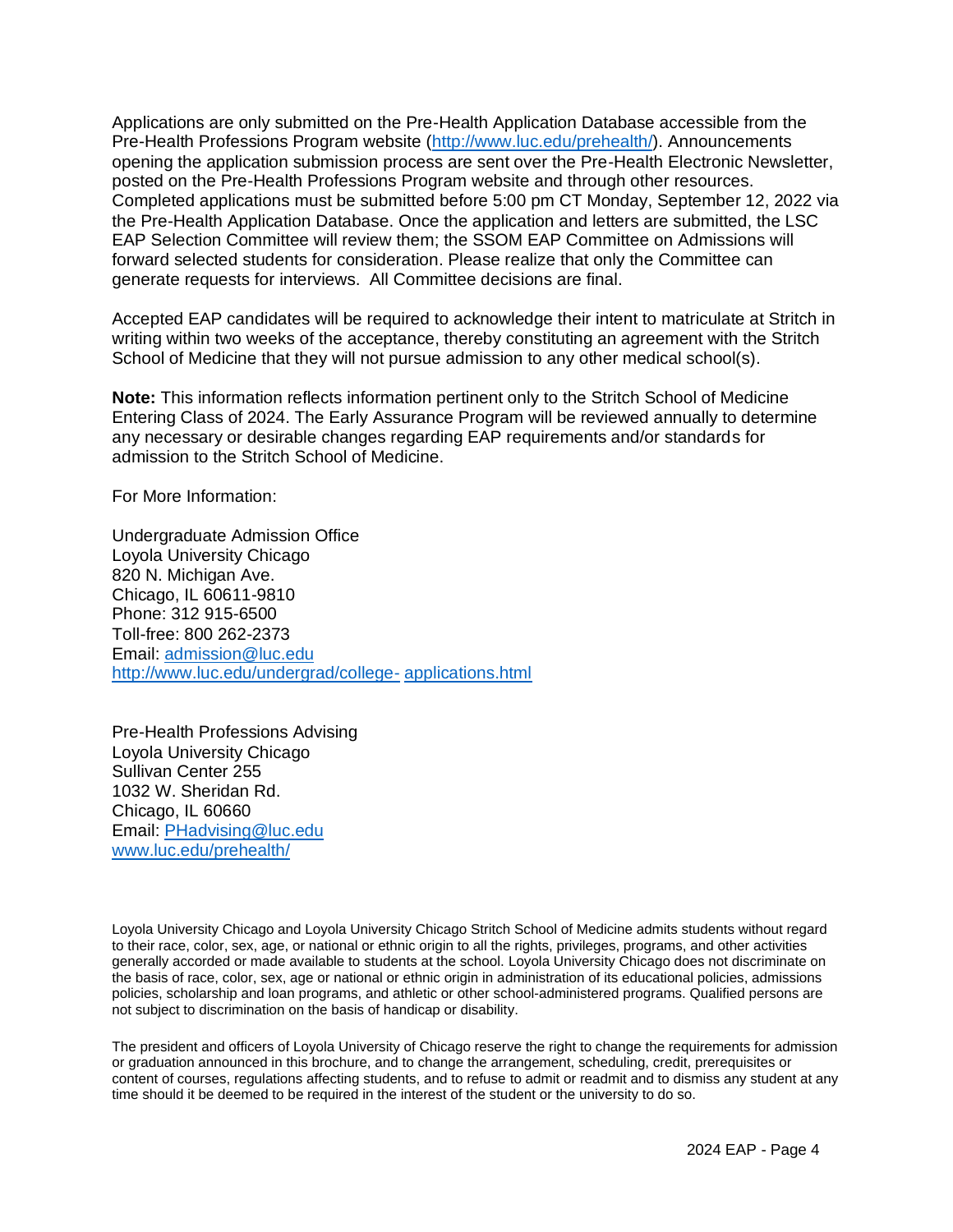Applications are only submitted on the Pre-Health Application Database accessible from the Pre-Health Professions Program website (http://www.luc.edu/prehealth/). Announcements opening the application submission process are sent over the Pre-Health Electronic Newsletter, posted on the Pre-Health Professions Program website and through other resources. Completed applications must be submitted before 5:00 pm CT Monday, September 12, 2022 via the Pre-Health Application Database. Once the application and letters are submitted, the LSC EAP Selection Committee will review them; the SSOM EAP Committee on Admissions will forward selected students for consideration. Please realize that only the Committee can generate requests for interviews. All Committee decisions are final.

Accepted EAP candidates will be required to acknowledge their intent to matriculate at Stritch in writing within two weeks of the acceptance, thereby constituting an agreement with the Stritch School of Medicine that they will not pursue admission to any other medical school(s).

**Note:** This information reflects information pertinent only to the Stritch School of Medicine Entering Class of 2024. The Early Assurance Program will be reviewed annually to determine any necessary or desirable changes regarding EAP requirements and/or standards for admission to the Stritch School of Medicine.

For More Information:

Undergraduate Admission Office
Loyola University Chicago
820 N. Michigan Ave.
Chicago, IL 60611-9810
Phone: 312 915-6500
Toll-free: 800 262-2373
Email: admission@luc.edu
http://www.luc.edu/undergrad/college- applications.html

Pre-Health Professions Advising
Loyola University Chicago
Sullivan Center 255
1032 W. Sheridan Rd.
Chicago, IL 60660
Email: PHadvising@luc.edu
www.luc.edu/prehealth/

Loyola University Chicago and Loyola University Chicago Stritch School of Medicine admits students without regard to their race, color, sex, age, or national or ethnic origin to all the rights, privileges, programs, and other activities generally accorded or made available to students at the school. Loyola University Chicago does not discriminate on the basis of race, color, sex, age or national or ethnic origin in administration of its educational policies, admissions policies, scholarship and loan programs, and athletic or other school-administered programs. Qualified persons are not subject to discrimination on the basis of handicap or disability.

The president and officers of Loyola University of Chicago reserve the right to change the requirements for admission or graduation announced in this brochure, and to change the arrangement, scheduling, credit, prerequisites or content of courses, regulations affecting students, and to refuse to admit or readmit and to dismiss any student at any time should it be deemed to be required in the interest of the student or the university to do so.